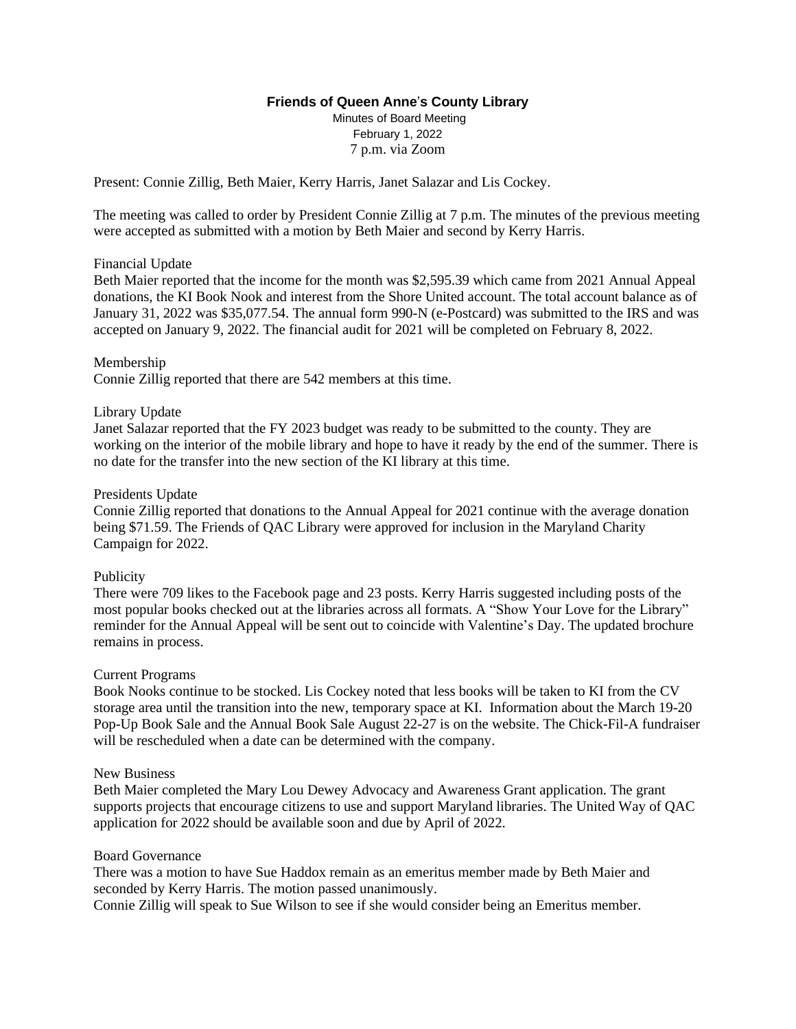# Friends of Queen Anne's County Library

Minutes of Board Meeting
February 1, 2022
7 p.m. via Zoom

Present: Connie Zillig, Beth Maier, Kerry Harris, Janet Salazar and Lis Cockey.

The meeting was called to order by President Connie Zillig at 7 p.m. The minutes of the previous meeting were accepted as submitted with a motion by Beth Maier and second by Kerry Harris.

Financial Update
Beth Maier reported that the income for the month was $2,595.39 which came from 2021 Annual Appeal donations, the KI Book Nook and interest from the Shore United account. The total account balance as of January 31, 2022 was $35,077.54. The annual form 990-N (e-Postcard) was submitted to the IRS and was accepted on January 9, 2022. The financial audit for 2021 will be completed on February 8, 2022.

Membership
Connie Zillig reported that there are 542 members at this time.

Library Update
Janet Salazar reported that the FY 2023 budget was ready to be submitted to the county. They are working on the interior of the mobile library and hope to have it ready by the end of the summer. There is no date for the transfer into the new section of the KI library at this time.

Presidents Update
Connie Zillig reported that donations to the Annual Appeal for 2021 continue with the average donation being $71.59. The Friends of QAC Library were approved for inclusion in the Maryland Charity Campaign for 2022.

Publicity
There were 709 likes to the Facebook page and 23 posts. Kerry Harris suggested including posts of the most popular books checked out at the libraries across all formats. A "Show Your Love for the Library" reminder for the Annual Appeal will be sent out to coincide with Valentine's Day. The updated brochure remains in process.

Current Programs
Book Nooks continue to be stocked. Lis Cockey noted that less books will be taken to KI from the CV storage area until the transition into the new, temporary space at KI. Information about the March 19-20 Pop-Up Book Sale and the Annual Book Sale August 22-27 is on the website. The Chick-Fil-A fundraiser will be rescheduled when a date can be determined with the company.

New Business
Beth Maier completed the Mary Lou Dewey Advocacy and Awareness Grant application. The grant supports projects that encourage citizens to use and support Maryland libraries. The United Way of QAC application for 2022 should be available soon and due by April of 2022.

Board Governance
There was a motion to have Sue Haddox remain as an emeritus member made by Beth Maier and seconded by Kerry Harris. The motion passed unanimously.
Connie Zillig will speak to Sue Wilson to see if she would consider being an Emeritus member.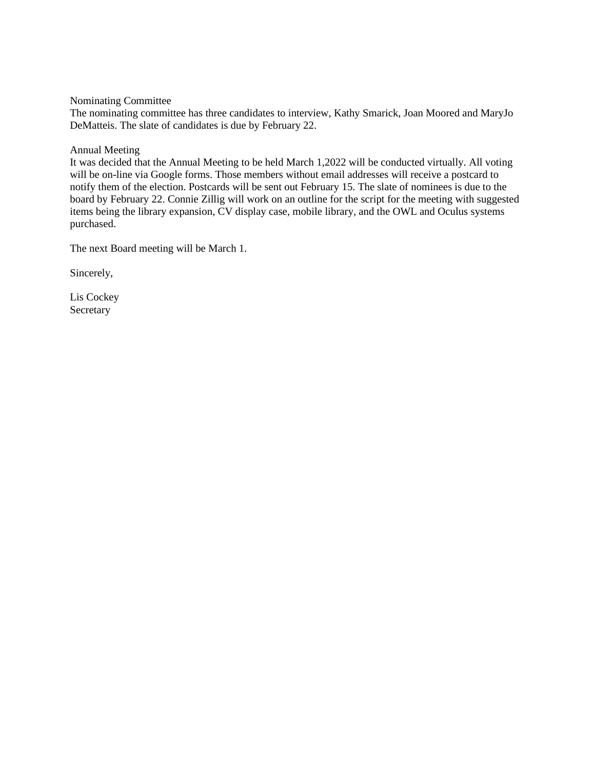Nominating Committee
The nominating committee has three candidates to interview, Kathy Smarick, Joan Moored and MaryJo DeMatteis. The slate of candidates is due by February 22.

Annual Meeting
It was decided that the Annual Meeting to be held March 1,2022 will be conducted virtually. All voting will be on-line via Google forms. Those members without email addresses will receive a postcard to notify them of the election. Postcards will be sent out February 15. The slate of nominees is due to the board by February 22. Connie Zillig will work on an outline for the script for the meeting with suggested items being the library expansion, CV display case, mobile library, and the OWL and Oculus systems purchased.

The next Board meeting will be March 1.

Sincerely,

Lis Cockey
Secretary